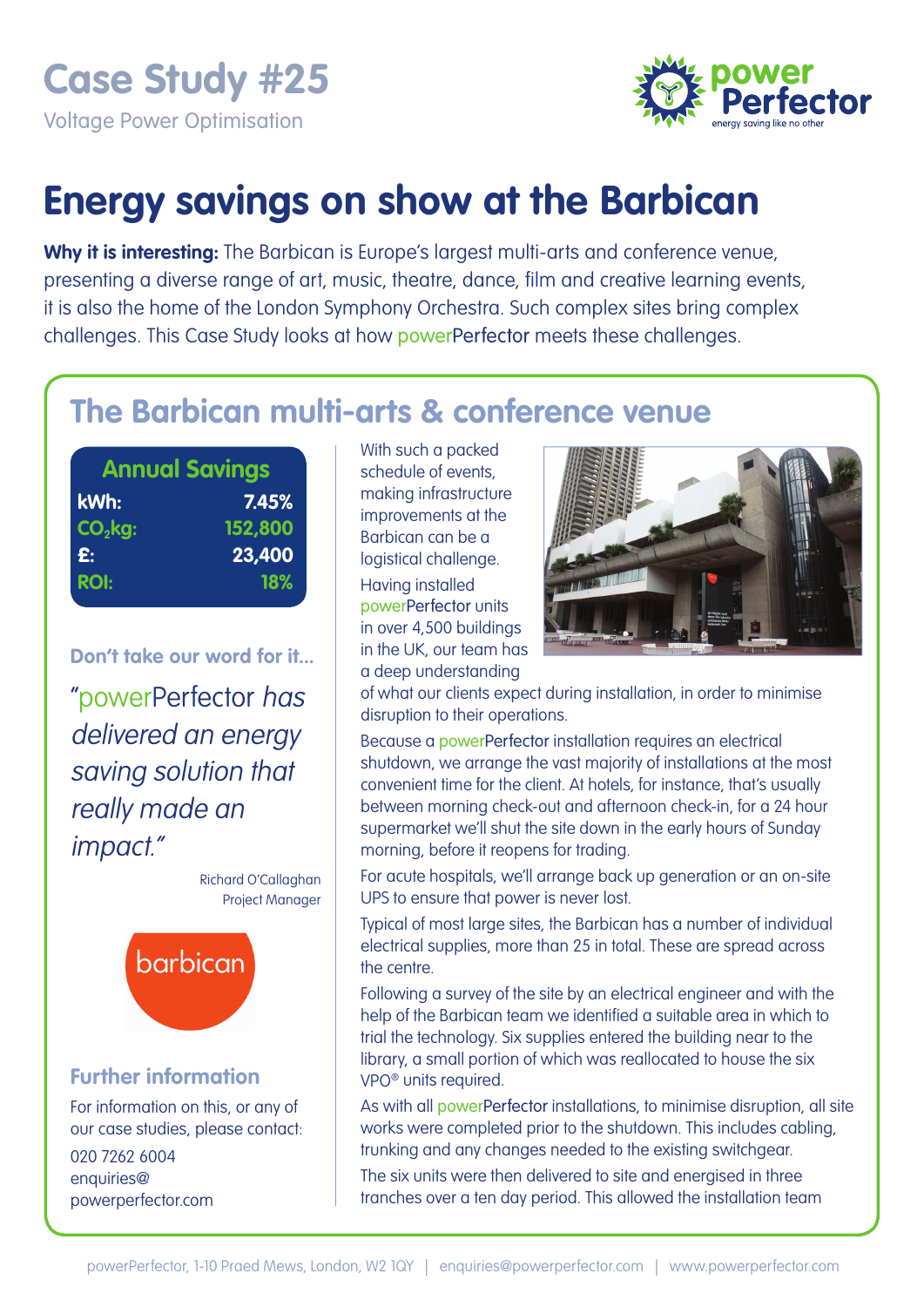# Case Study #25

Voltage Power Optimisation

powerPerfector — energy saving like no other

# Energy savings on show at the Barbican

**Why it is interesting:** The Barbican is Europe's largest multi-arts and conference venue, presenting a diverse range of art, music, theatre, dance, film and creative learning events, it is also the home of the London Symphony Orchestra. Such complex sites bring complex challenges. This Case Study looks at how powerPerfector meets these challenges.

## The Barbican multi-arts & conference venue

| Annual Savings | |
|---|---|
| kWh: | 7.45% |
| $CO_2$kg: | 152,800 |
| £: | 23,400 |
| ROI: | 18% |

**Don't take our word for it...**

*"powerPerfector has delivered an energy saving solution that really made an impact."*

Richard O'Callaghan
Project Manager

barbican

### Further information

For information on this, or any of our case studies, please contact:

020 7262 6004
enquiries@powerperfector.com

With such a packed schedule of events, making infrastructure improvements at the Barbican can be a logistical challenge.

Having installed powerPerfector units in over 4,500 buildings in the UK, our team has a deep understanding of what our clients expect during installation, in order to minimise disruption to their operations.

Because a powerPerfector installation requires an electrical shutdown, we arrange the vast majority of installations at the most convenient time for the client. At hotels, for instance, that's usually between morning check-out and afternoon check-in, for a 24 hour supermarket we'll shut the site down in the early hours of Sunday morning, before it reopens for trading.

For acute hospitals, we'll arrange back up generation or an on-site UPS to ensure that power is never lost.

Typical of most large sites, the Barbican has a number of individual electrical supplies, more than 25 in total. These are spread across the centre.

Following a survey of the site by an electrical engineer and with the help of the Barbican team we identified a suitable area in which to trial the technology. Six supplies entered the building near to the library, a small portion of which was reallocated to house the six VPO® units required.

As with all powerPerfector installations, to minimise disruption, all site works were completed prior to the shutdown. This includes cabling, trunking and any changes needed to the existing switchgear.

The six units were then delivered to site and energised in three tranches over a ten day period. This allowed the installation team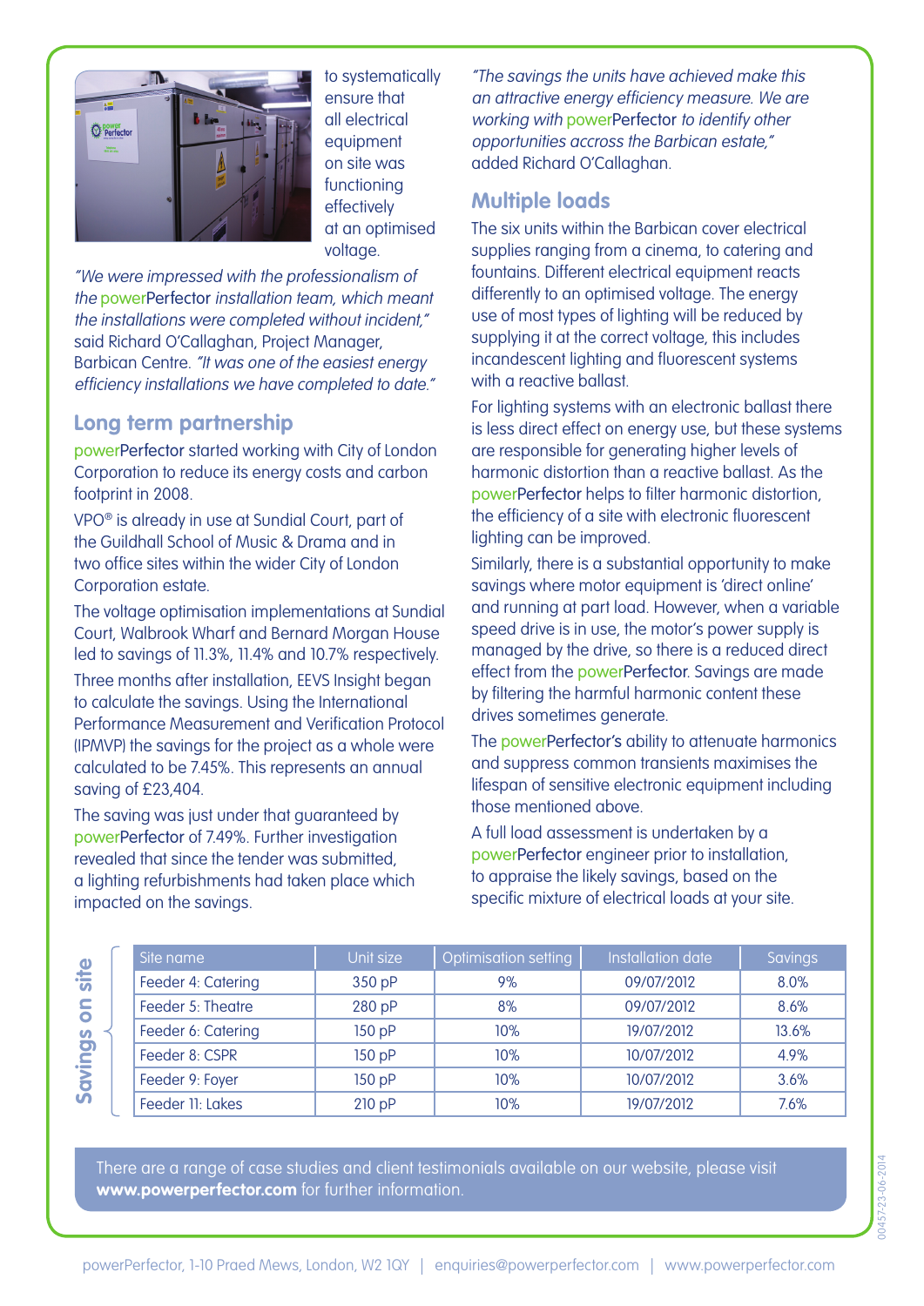to systematically ensure that all electrical equipment on site was functioning effectively at an optimised voltage.

*"We were impressed with the professionalism of the powerPerfector installation team, which meant the installations were completed without incident,"* said Richard O'Callaghan, Project Manager, Barbican Centre. *"It was one of the easiest energy efficiency installations we have completed to date."*

## Long term partnership

powerPerfector started working with City of London Corporation to reduce its energy costs and carbon footprint in 2008.

VPO® is already in use at Sundial Court, part of the Guildhall School of Music & Drama and in two office sites within the wider City of London Corporation estate.

The voltage optimisation implementations at Sundial Court, Walbrook Wharf and Bernard Morgan House led to savings of 11.3%, 11.4% and 10.7% respectively.

Three months after installation, EEVS Insight began to calculate the savings. Using the International Performance Measurement and Verification Protocol (IPMVP) the savings for the project as a whole were calculated to be 7.45%. This represents an annual saving of £23,404.

The saving was just under that guaranteed by powerPerfector of 7.49%. Further investigation revealed that since the tender was submitted, a lighting refurbishments had taken place which impacted on the savings.

*"The savings the units have achieved make this an attractive energy efficiency measure. We are working with powerPerfector to identify other opportunities accross the Barbican estate,"* added Richard O'Callaghan.

## Multiple loads

The six units within the Barbican cover electrical supplies ranging from a cinema, to catering and fountains. Different electrical equipment reacts differently to an optimised voltage. The energy use of most types of lighting will be reduced by supplying it at the correct voltage, this includes incandescent lighting and fluorescent systems with a reactive ballast.

For lighting systems with an electronic ballast there is less direct effect on energy use, but these systems are responsible for generating higher levels of harmonic distortion than a reactive ballast. As the powerPerfector helps to filter harmonic distortion, the efficiency of a site with electronic fluorescent lighting can be improved.

Similarly, there is a substantial opportunity to make savings where motor equipment is 'direct online' and running at part load. However, when a variable speed drive is in use, the motor's power supply is managed by the drive, so there is a reduced direct effect from the powerPerfector. Savings are made by filtering the harmful harmonic content these drives sometimes generate.

The powerPerfector's ability to attenuate harmonics and suppress common transients maximises the lifespan of sensitive electronic equipment including those mentioned above.

A full load assessment is undertaken by a powerPerfector engineer prior to installation, to appraise the likely savings, based on the specific mixture of electrical loads at your site.

## Savings on site

| Site name | Unit size | Optimisation setting | Installation date | Savings |
|---|---|---|---|---|
| Feeder 4: Catering | 350 pP | 9% | 09/07/2012 | 8.0% |
| Feeder 5: Theatre | 280 pP | 8% | 09/07/2012 | 8.6% |
| Feeder 6: Catering | 150 pP | 10% | 19/07/2012 | 13.6% |
| Feeder 8: CSPR | 150 pP | 10% | 10/07/2012 | 4.9% |
| Feeder 9: Foyer | 150 pP | 10% | 10/07/2012 | 3.6% |
| Feeder 11: Lakes | 210 pP | 10% | 19/07/2012 | 7.6% |

There are a range of case studies and client testimonials available on our website, please visit **www.powerperfector.com** for further information.

powerPerfector, 1-10 Praed Mews, London, W2 1QY | enquiries@powerperfector.com | www.powerperfector.com